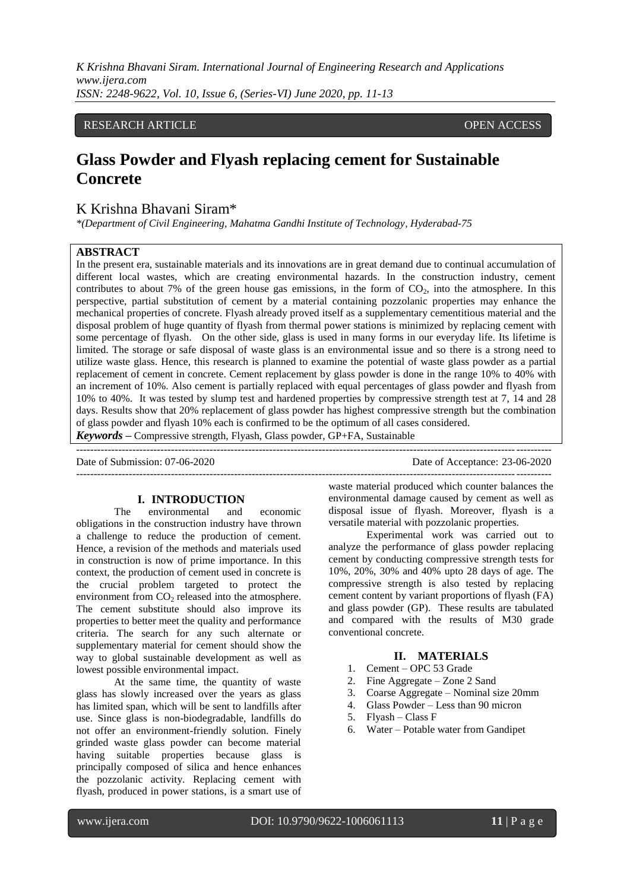RESEARCH ARTICLE OPEN ACCESS

# Glass Powder and Flyash replacing cement for Sustainable Concrete

K Krishna Bhavani Siram*

*(Department of Civil Engineering, Mahatma Gandhi Institute of Technology, Hyderabad-75

## ABSTRACT

In the present era, sustainable materials and its innovations are in great demand due to continual accumulation of different local wastes, which are creating environmental hazards. In the construction industry, cement contributes to about 7% of the green house gas emissions, in the form of $CO_2$, into the atmosphere. In this perspective, partial substitution of cement by a material containing pozzolanic properties may enhance the mechanical properties of concrete. Flyash already proved itself as a supplementary cementitious material and the disposal problem of huge quantity of flyash from thermal power stations is minimized by replacing cement with some percentage of flyash. On the other side, glass is used in many forms in our everyday life. Its lifetime is limited. The storage or safe disposal of waste glass is an environmental issue and so there is a strong need to utilize waste glass. Hence, this research is planned to examine the potential of waste glass powder as a partial replacement of cement in concrete. Cement replacement by glass powder is done in the range 10% to 40% with an increment of 10%. Also cement is partially replaced with equal percentages of glass powder and flyash from 10% to 40%. It was tested by slump test and hardened properties by compressive strength test at 7, 14 and 28 days. Results show that 20% replacement of glass powder has highest compressive strength but the combination of glass powder and flyash 10% each is confirmed to be the optimum of all cases considered.

***Keywords*** – Compressive strength, Flyash, Glass powder, GP+FA, Sustainable

Date of Submission: 07-06-2020 Date of Acceptance: 23-06-2020

## I. INTRODUCTION

The environmental and economic obligations in the construction industry have thrown a challenge to reduce the production of cement. Hence, a revision of the methods and materials used in construction is now of prime importance. In this context, the production of cement used in concrete is the crucial problem targeted to protect the environment from $CO_2$ released into the atmosphere. The cement substitute should also improve its properties to better meet the quality and performance criteria. The search for any such alternate or supplementary material for cement should show the way to global sustainable development as well as lowest possible environmental impact.

At the same time, the quantity of waste glass has slowly increased over the years as glass has limited span, which will be sent to landfills after use. Since glass is non-biodegradable, landfills do not offer an environment-friendly solution. Finely grinded waste glass powder can become material having suitable properties because glass is principally composed of silica and hence enhances the pozzolanic activity. Replacing cement with flyash, produced in power stations, is a smart use of waste material produced which counter balances the environmental damage caused by cement as well as disposal issue of flyash. Moreover, flyash is a versatile material with pozzolanic properties.

Experimental work was carried out to analyze the performance of glass powder replacing cement by conducting compressive strength tests for 10%, 20%, 30% and 40% upto 28 days of age. The compressive strength is also tested by replacing cement content by variant proportions of flyash (FA) and glass powder (GP). These results are tabulated and compared with the results of M30 grade conventional concrete.

## II. MATERIALS

1. Cement – OPC 53 Grade
2. Fine Aggregate – Zone 2 Sand
3. Coarse Aggregate – Nominal size 20mm
4. Glass Powder – Less than 90 micron
5. Flyash – Class F
6. Water – Potable water from Gandipet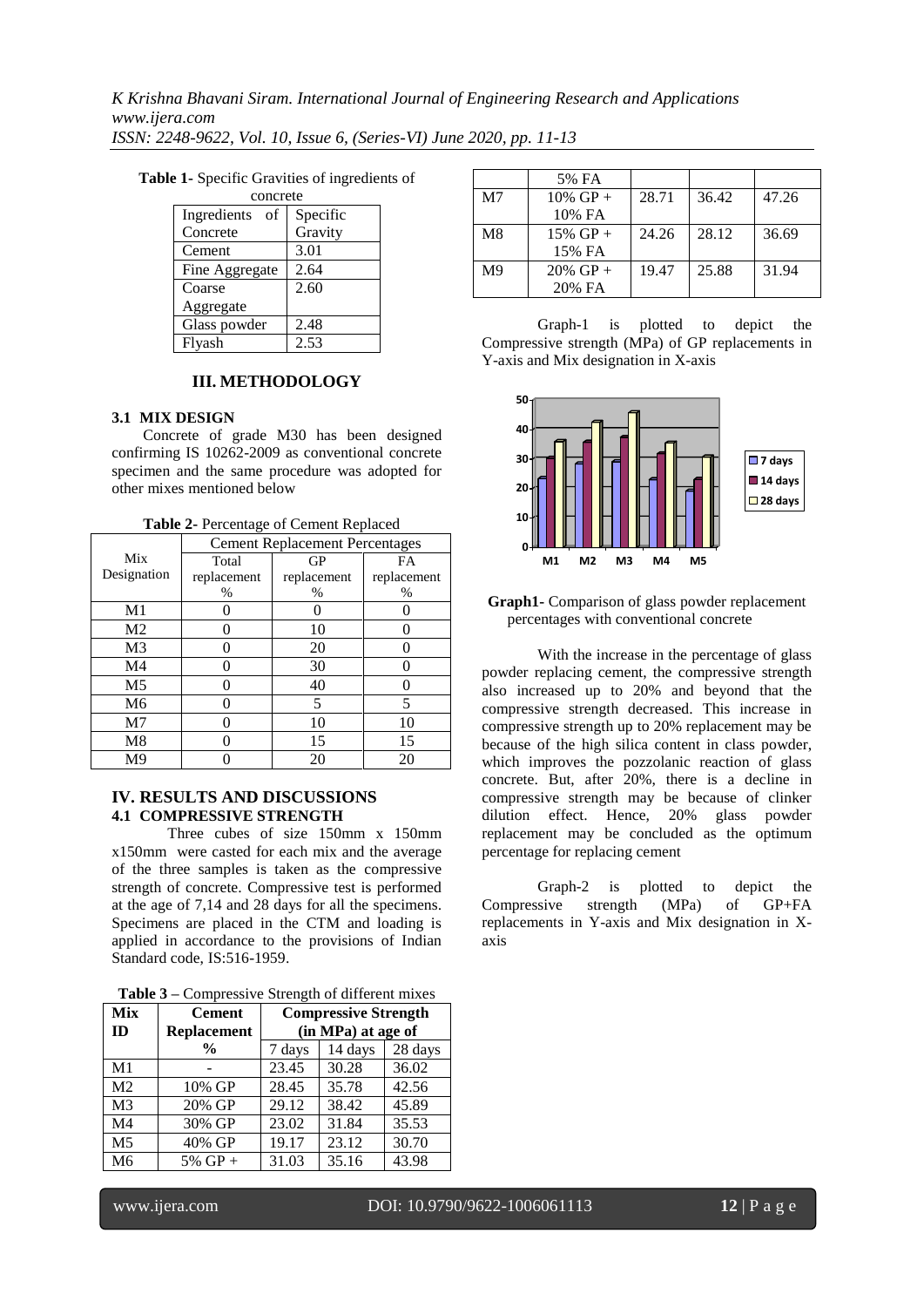**Table 1**- Specific Gravities of ingredients of concrete

| Ingredients of Concrete | Specific Gravity |
|---|---|
| Cement | 3.01 |
| Fine Aggregate | 2.64 |
| Coarse Aggregate | 2.60 |
| Glass powder | 2.48 |
| Flyash | 2.53 |

## III. METHODOLOGY

### 3.1 MIX DESIGN

Concrete of grade M30 has been designed confirming IS 10262-2009 as conventional concrete specimen and the same procedure was adopted for other mixes mentioned below

**Table 2**- Percentage of Cement Replaced

| Mix Designation | Cement Replacement Percentages | | |
|---|---|---|---|
| | Total replacement % | GP replacement % | FA replacement % |
| M1 | 0 | 0 | 0 |
| M2 | 0 | 10 | 0 |
| M3 | 0 | 20 | 0 |
| M4 | 0 | 30 | 0 |
| M5 | 0 | 40 | 0 |
| M6 | 0 | 5 | 5 |
| M7 | 0 | 10 | 10 |
| M8 | 0 | 15 | 15 |
| M9 | 0 | 20 | 20 |

## IV. RESULTS AND DISCUSSIONS

### 4.1 COMPRESSIVE STRENGTH

Three cubes of size 150mm x 150mm x150mm were casted for each mix and the average of the three samples is taken as the compressive strength of concrete. Compressive test is performed at the age of 7,14 and 28 days for all the specimens. Specimens are placed in the CTM and loading is applied in accordance to the provisions of Indian Standard code, IS:516-1959.

**Table 3** – Compressive Strength of different mixes

| Mix ID | Cement Replacement % | Compressive Strength (in MPa) at age of | | |
|---|---|---|---|---|
| | | 7 days | 14 days | 28 days |
| M1 | - | 23.45 | 30.28 | 36.02 |
| M2 | 10% GP | 28.45 | 35.78 | 42.56 |
| M3 | 20% GP | 29.12 | 38.42 | 45.89 |
| M4 | 30% GP | 23.02 | 31.84 | 35.53 |
| M5 | 40% GP | 19.17 | 23.12 | 30.70 |
| M6 | 5% GP + 5% FA | 31.03 | 35.16 | 43.98 |
| M7 | 10% GP + 10% FA | 28.71 | 36.42 | 47.26 |
| M8 | 15% GP + 15% FA | 24.26 | 28.12 | 36.69 |
| M9 | 20% GP + 20% FA | 19.47 | 25.88 | 31.94 |

Graph-1 is plotted to depict the Compressive strength (MPa) of GP replacements in Y-axis and Mix designation in X-axis

**Graph1**- Comparison of glass powder replacement percentages with conventional concrete

With the increase in the percentage of glass powder replacing cement, the compressive strength also increased up to 20% and beyond that the compressive strength decreased. This increase in compressive strength up to 20% replacement may be because of the high silica content in class powder, which improves the pozzolanic reaction of glass concrete. But, after 20%, there is a decline in compressive strength may be because of clinker dilution effect. Hence, 20% glass powder replacement may be concluded as the optimum percentage for replacing cement

Graph-2 is plotted to depict the Compressive strength (MPa) of GP+FA replacements in Y-axis and Mix designation in X-axis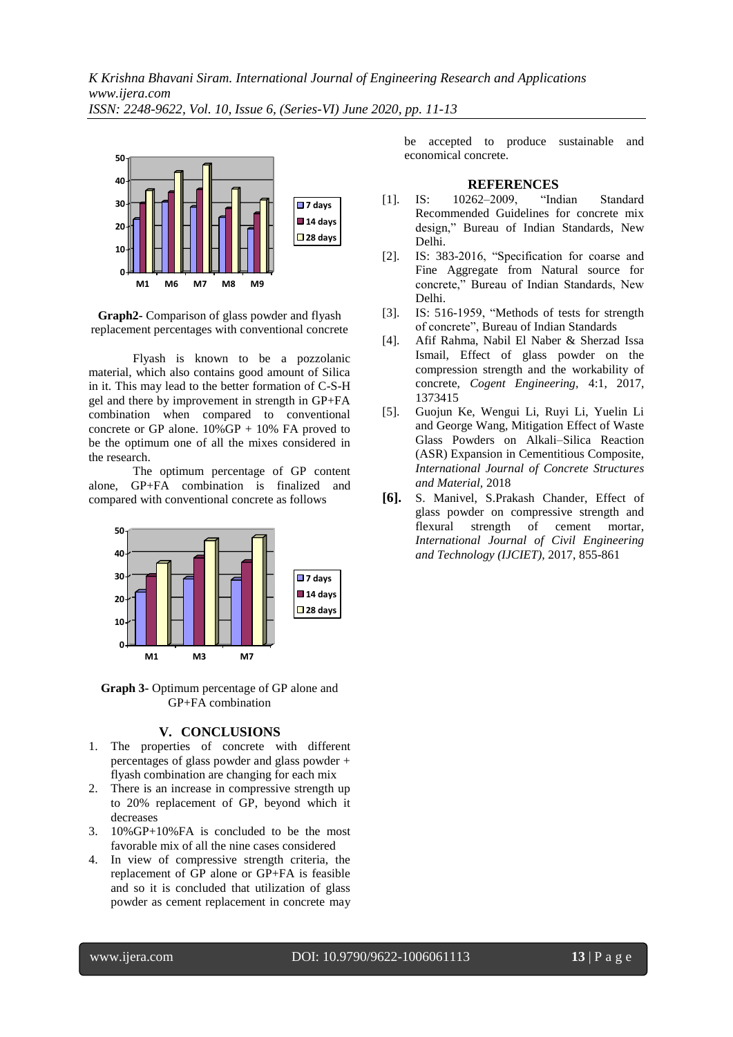50
40
30
20
10
0
M1 M6 M7 M8 M9
7 days
14 days
28 days

**Graph2-** Comparison of glass powder and flyash replacement percentages with conventional concrete

Flyash is known to be a pozzolanic material, which also contains good amount of Silica in it. This may lead to the better formation of C-S-H gel and there by improvement in strength in GP+FA combination when compared to conventional concrete or GP alone. 10%GP + 10% FA proved to be the optimum one of all the mixes considered in the research.

The optimum percentage of GP content alone, GP+FA combination is finalized and compared with conventional concrete as follows

50
40
30
20
10
0
M1 M3 M7
7 days
14 days
28 days

**Graph 3-** Optimum percentage of GP alone and GP+FA combination

## V. CONCLUSIONS

1. The properties of concrete with different percentages of glass powder and glass powder + flyash combination are changing for each mix
2. There is an increase in compressive strength up to 20% replacement of GP, beyond which it decreases
3. 10%GP+10%FA is concluded to be the most favorable mix of all the nine cases considered
4. In view of compressive strength criteria, the replacement of GP alone or GP+FA is feasible and so it is concluded that utilization of glass powder as cement replacement in concrete may be accepted to produce sustainable and economical concrete.

## REFERENCES

[1]. IS: 10262–2009, "Indian Standard Recommended Guidelines for concrete mix design," Bureau of Indian Standards, New Delhi.

[2]. IS: 383-2016, "Specification for coarse and Fine Aggregate from Natural source for concrete," Bureau of Indian Standards, New Delhi.

[3]. IS: 516-1959, "Methods of tests for strength of concrete", Bureau of Indian Standards

[4]. Afif Rahma, Nabil El Naber & Sherzad Issa Ismail, Effect of glass powder on the compression strength and the workability of concrete, *Cogent Engineering*, 4:1, 2017, 1373415

[5]. Guojun Ke, Wengui Li, Ruyi Li, Yuelin Li and George Wang, Mitigation Effect of Waste Glass Powders on Alkali–Silica Reaction (ASR) Expansion in Cementitious Composite, *International Journal of Concrete Structures and Material*, 2018

**[6].** S. Manivel, S.Prakash Chander, Effect of glass powder on compressive strength and flexural strength of cement mortar, *International Journal of Civil Engineering and Technology (IJCIET)*, 2017, 855-861